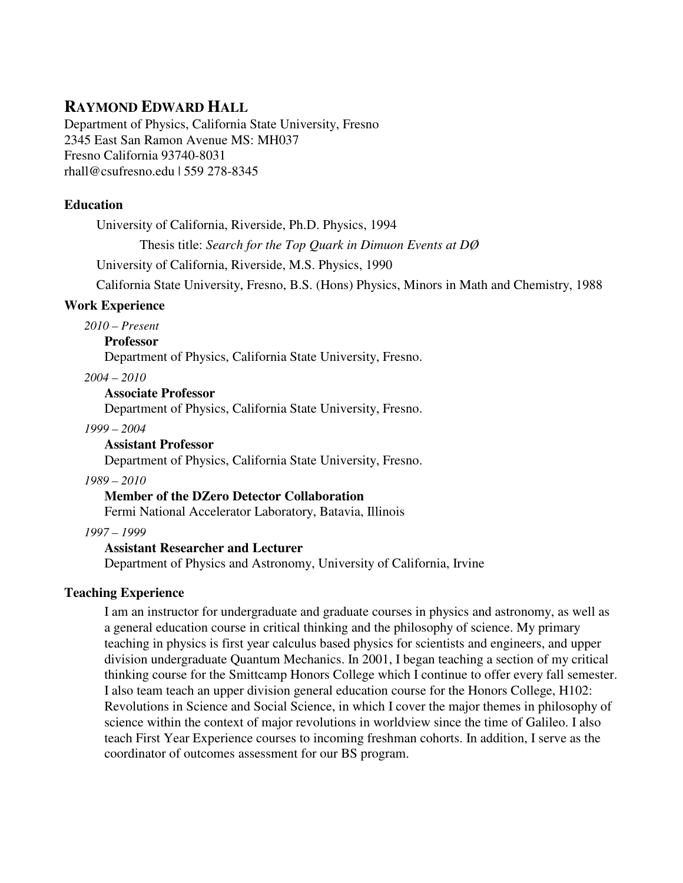# RAYMOND EDWARD HALL

Department of Physics, California State University, Fresno
2345 East San Ramon Avenue MS: MH037
Fresno California 93740-8031
rhall@csufresno.edu | 559 278-8345

## Education

University of California, Riverside, Ph.D. Physics, 1994

Thesis title: *Search for the Top Quark in Dimuon Events at DØ*

University of California, Riverside, M.S. Physics, 1990

California State University, Fresno, B.S. (Hons) Physics, Minors in Math and Chemistry, 1988

## Work Experience

*2010 – Present*

**Professor**
Department of Physics, California State University, Fresno.

*2004 – 2010*

**Associate Professor**
Department of Physics, California State University, Fresno.

*1999 – 2004*

**Assistant Professor**
Department of Physics, California State University, Fresno.

*1989 – 2010*

**Member of the DZero Detector Collaboration**
Fermi National Accelerator Laboratory, Batavia, Illinois

*1997 – 1999*

**Assistant Researcher and Lecturer**
Department of Physics and Astronomy, University of California, Irvine

## Teaching Experience

I am an instructor for undergraduate and graduate courses in physics and astronomy, as well as a general education course in critical thinking and the philosophy of science. My primary teaching in physics is first year calculus based physics for scientists and engineers, and upper division undergraduate Quantum Mechanics. In 2001, I began teaching a section of my critical thinking course for the Smittcamp Honors College which I continue to offer every fall semester. I also team teach an upper division general education course for the Honors College, H102: Revolutions in Science and Social Science, in which I cover the major themes in philosophy of science within the context of major revolutions in worldview since the time of Galileo. I also teach First Year Experience courses to incoming freshman cohorts. In addition, I serve as the coordinator of outcomes assessment for our BS program.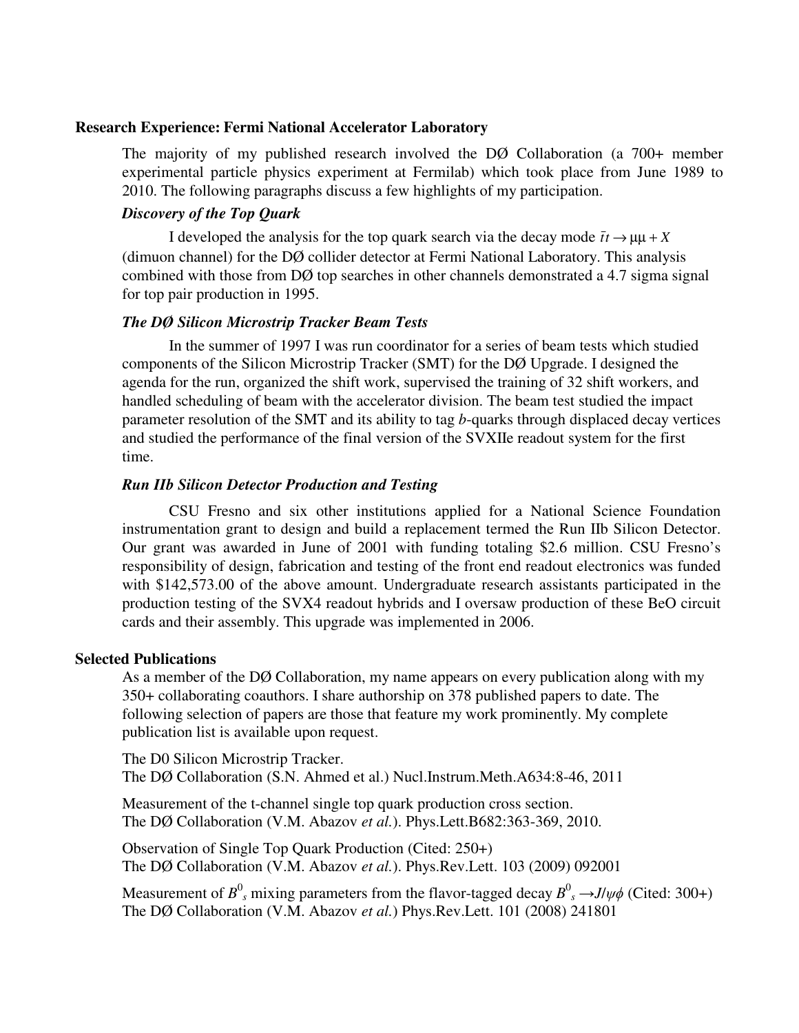## Research Experience: Fermi National Accelerator Laboratory

The majority of my published research involved the DØ Collaboration (a 700+ member experimental particle physics experiment at Fermilab) which took place from June 1989 to 2010. The following paragraphs discuss a few highlights of my participation.

### *Discovery of the Top Quark*

I developed the analysis for the top quark search via the decay mode $\bar{t}t \rightarrow \mu\mu + X$ (dimuon channel) for the DØ collider detector at Fermi National Laboratory. This analysis combined with those from DØ top searches in other channels demonstrated a 4.7 sigma signal for top pair production in 1995.

### *The DØ Silicon Microstrip Tracker Beam Tests*

In the summer of 1997 I was run coordinator for a series of beam tests which studied components of the Silicon Microstrip Tracker (SMT) for the DØ Upgrade. I designed the agenda for the run, organized the shift work, supervised the training of 32 shift workers, and handled scheduling of beam with the accelerator division. The beam test studied the impact parameter resolution of the SMT and its ability to tag *b*-quarks through displaced decay vertices and studied the performance of the final version of the SVXIIe readout system for the first time.

### *Run IIb Silicon Detector Production and Testing*

CSU Fresno and six other institutions applied for a National Science Foundation instrumentation grant to design and build a replacement termed the Run IIb Silicon Detector. Our grant was awarded in June of 2001 with funding totaling $2.6 million. CSU Fresno's responsibility of design, fabrication and testing of the front end readout electronics was funded with $142,573.00 of the above amount. Undergraduate research assistants participated in the production testing of the SVX4 readout hybrids and I oversaw production of these BeO circuit cards and their assembly. This upgrade was implemented in 2006.

## Selected Publications

As a member of the DØ Collaboration, my name appears on every publication along with my 350+ collaborating coauthors. I share authorship on 378 published papers to date. The following selection of papers are those that feature my work prominently. My complete publication list is available upon request.

The D0 Silicon Microstrip Tracker.
The DØ Collaboration (S.N. Ahmed et al.) Nucl.Instrum.Meth.A634:8-46, 2011

Measurement of the t-channel single top quark production cross section.
The DØ Collaboration (V.M. Abazov *et al.*). Phys.Lett.B682:363-369, 2010.

Observation of Single Top Quark Production (Cited: 250+)
The DØ Collaboration (V.M. Abazov *et al.*). Phys.Rev.Lett. 103 (2009) 092001

Measurement of $B^0_s$ mixing parameters from the flavor-tagged decay $B^0_s \rightarrow J/\psi\phi$ (Cited: 300+)
The DØ Collaboration (V.M. Abazov *et al.*) Phys.Rev.Lett. 101 (2008) 241801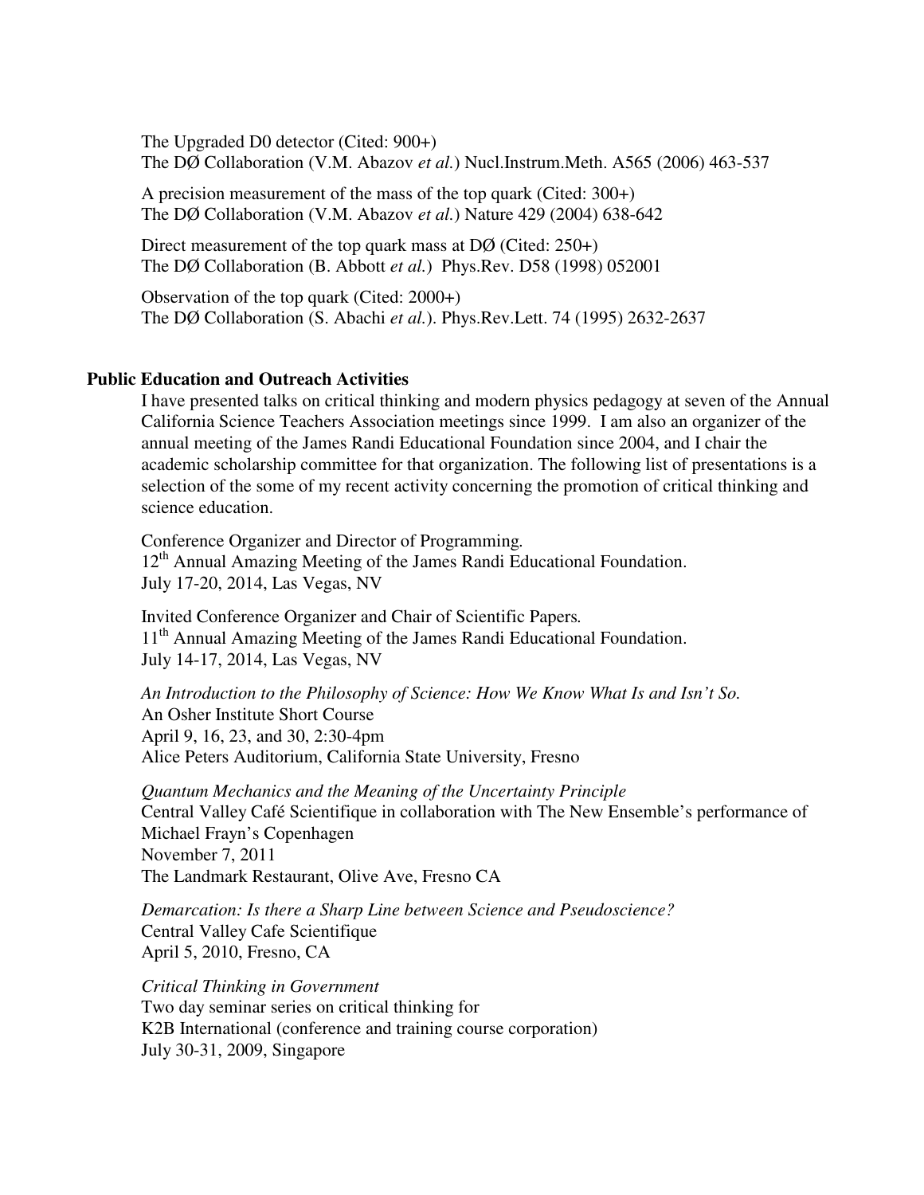The Upgraded D0 detector (Cited: 900+)
The DØ Collaboration (V.M. Abazov *et al.*) Nucl.Instrum.Meth. A565 (2006) 463-537

A precision measurement of the mass of the top quark (Cited: 300+)
The DØ Collaboration (V.M. Abazov *et al.*) Nature 429 (2004) 638-642

Direct measurement of the top quark mass at DØ (Cited: 250+)
The DØ Collaboration (B. Abbott *et al.*) Phys.Rev. D58 (1998) 052001

Observation of the top quark (Cited: 2000+)
The DØ Collaboration (S. Abachi *et al.*). Phys.Rev.Lett. 74 (1995) 2632-2637

**Public Education and Outreach Activities**

I have presented talks on critical thinking and modern physics pedagogy at seven of the Annual California Science Teachers Association meetings since 1999. I am also an organizer of the annual meeting of the James Randi Educational Foundation since 2004, and I chair the academic scholarship committee for that organization. The following list of presentations is a selection of the some of my recent activity concerning the promotion of critical thinking and science education.

Conference Organizer and Director of Programming.
12th Annual Amazing Meeting of the James Randi Educational Foundation.
July 17-20, 2014, Las Vegas, NV

Invited Conference Organizer and Chair of Scientific Papers.
11th Annual Amazing Meeting of the James Randi Educational Foundation.
July 14-17, 2014, Las Vegas, NV

*An Introduction to the Philosophy of Science: How We Know What Is and Isn't So.*
An Osher Institute Short Course
April 9, 16, 23, and 30, 2:30-4pm
Alice Peters Auditorium, California State University, Fresno

*Quantum Mechanics and the Meaning of the Uncertainty Principle*
Central Valley Café Scientifique in collaboration with The New Ensemble's performance of Michael Frayn's Copenhagen
November 7, 2011
The Landmark Restaurant, Olive Ave, Fresno CA

*Demarcation: Is there a Sharp Line between Science and Pseudoscience?*
Central Valley Cafe Scientifique
April 5, 2010, Fresno, CA

*Critical Thinking in Government*
Two day seminar series on critical thinking for
K2B International (conference and training course corporation)
July 30-31, 2009, Singapore